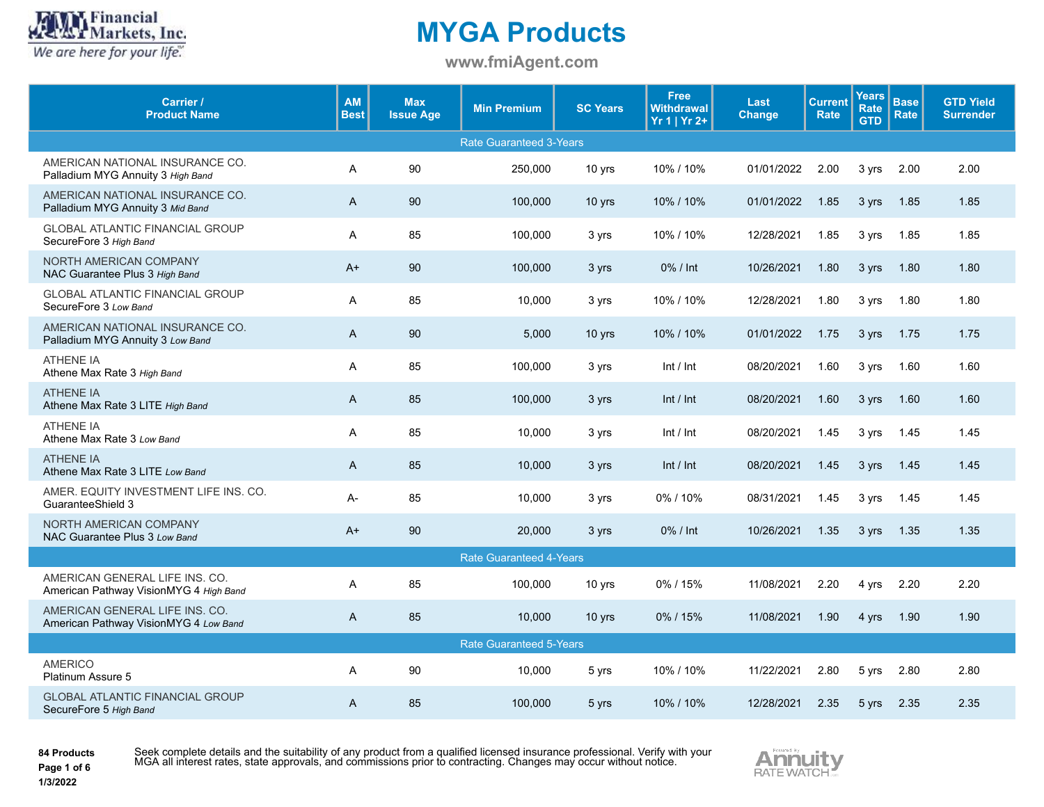# MYGA Products

www.fmiAgent.com

| Carrier / Product Name | AM Best | Max Issue Age | Min Premium | SC Years | Free Withdrawal Yr 1 \| Yr 2+ | Last Change | Current Rate | Years Rate GTD | Base Rate | GTD Yield Surrender |
|---|---|---|---|---|---|---|---|---|---|---|
| **Rate Guaranteed 3-Years** | | | | | | | | | | |
| AMERICAN NATIONAL INSURANCE CO.<br>Palladium MYG Annuity 3 *High Band* | A | 90 | 250,000 | 10 yrs | 10% / 10% | 01/01/2022 | 2.00 | 3 yrs | 2.00 | 2.00 |
| AMERICAN NATIONAL INSURANCE CO.<br>Palladium MYG Annuity 3 *Mid Band* | A | 90 | 100,000 | 10 yrs | 10% / 10% | 01/01/2022 | 1.85 | 3 yrs | 1.85 | 1.85 |
| GLOBAL ATLANTIC FINANCIAL GROUP<br>SecureFore 3 *High Band* | A | 85 | 100,000 | 3 yrs | 10% / 10% | 12/28/2021 | 1.85 | 3 yrs | 1.85 | 1.85 |
| NORTH AMERICAN COMPANY<br>NAC Guarantee Plus 3 *High Band* | A+ | 90 | 100,000 | 3 yrs | 0% / Int | 10/26/2021 | 1.80 | 3 yrs | 1.80 | 1.80 |
| GLOBAL ATLANTIC FINANCIAL GROUP<br>SecureFore 3 *Low Band* | A | 85 | 10,000 | 3 yrs | 10% / 10% | 12/28/2021 | 1.80 | 3 yrs | 1.80 | 1.80 |
| AMERICAN NATIONAL INSURANCE CO.<br>Palladium MYG Annuity 3 *Low Band* | A | 90 | 5,000 | 10 yrs | 10% / 10% | 01/01/2022 | 1.75 | 3 yrs | 1.75 | 1.75 |
| ATHENE IA<br>Athene Max Rate 3 *High Band* | A | 85 | 100,000 | 3 yrs | Int / Int | 08/20/2021 | 1.60 | 3 yrs | 1.60 | 1.60 |
| ATHENE IA<br>Athene Max Rate 3 LITE *High Band* | A | 85 | 100,000 | 3 yrs | Int / Int | 08/20/2021 | 1.60 | 3 yrs | 1.60 | 1.60 |
| ATHENE IA<br>Athene Max Rate 3 *Low Band* | A | 85 | 10,000 | 3 yrs | Int / Int | 08/20/2021 | 1.45 | 3 yrs | 1.45 | 1.45 |
| ATHENE IA<br>Athene Max Rate 3 LITE *Low Band* | A | 85 | 10,000 | 3 yrs | Int / Int | 08/20/2021 | 1.45 | 3 yrs | 1.45 | 1.45 |
| AMER. EQUITY INVESTMENT LIFE INS. CO.<br>GuaranteeShield 3 | A- | 85 | 10,000 | 3 yrs | 0% / 10% | 08/31/2021 | 1.45 | 3 yrs | 1.45 | 1.45 |
| NORTH AMERICAN COMPANY<br>NAC Guarantee Plus 3 *Low Band* | A+ | 90 | 20,000 | 3 yrs | 0% / Int | 10/26/2021 | 1.35 | 3 yrs | 1.35 | 1.35 |
| **Rate Guaranteed 4-Years** | | | | | | | | | | |
| AMERICAN GENERAL LIFE INS. CO.<br>American Pathway VisionMYG 4 *High Band* | A | 85 | 100,000 | 10 yrs | 0% / 15% | 11/08/2021 | 2.20 | 4 yrs | 2.20 | 2.20 |
| AMERICAN GENERAL LIFE INS. CO.<br>American Pathway VisionMYG 4 *Low Band* | A | 85 | 10,000 | 10 yrs | 0% / 15% | 11/08/2021 | 1.90 | 4 yrs | 1.90 | 1.90 |
| **Rate Guaranteed 5-Years** | | | | | | | | | | |
| AMERICO<br>Platinum Assure 5 | A | 90 | 10,000 | 5 yrs | 10% / 10% | 11/22/2021 | 2.80 | 5 yrs | 2.80 | 2.80 |
| GLOBAL ATLANTIC FINANCIAL GROUP<br>SecureFore 5 *High Band* | A | 85 | 100,000 | 5 yrs | 10% / 10% | 12/28/2021 | 2.35 | 5 yrs | 2.35 | 2.35 |

**84 Products**
**1/3/2022**

Seek complete details and the suitability of any product from a qualified licensed insurance professional. Verify with your MGA all interest rates, state approvals, and commissions prior to contracting. Changes may occur without notice.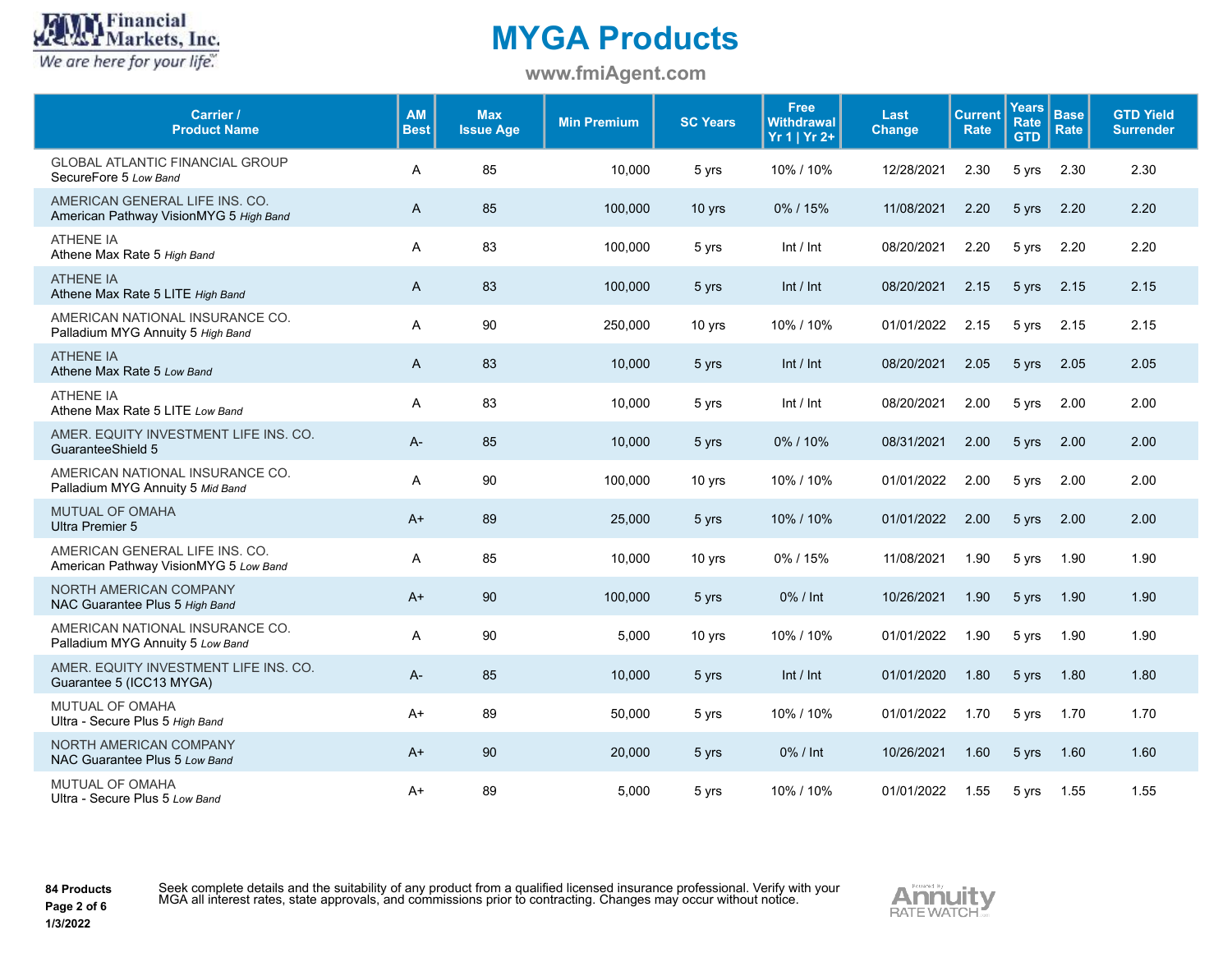# MYGA Products

www.fmiAgent.com

| Carrier / Product Name | AM Best | Max Issue Age | Min Premium | SC Years | Free Withdrawal Yr 1 \| Yr 2+ | Last Change | Current Rate | Years Rate GTD | Base Rate | GTD Yield Surrender |
|---|---|---|---|---|---|---|---|---|---|---|
| GLOBAL ATLANTIC FINANCIAL GROUP<br>SecureFore 5 *Low Band* | A | 85 | 10,000 | 5 yrs | 10% / 10% | 12/28/2021 | 2.30 | 5 yrs | 2.30 | 2.30 |
| AMERICAN GENERAL LIFE INS. CO.<br>American Pathway VisionMYG 5 *High Band* | A | 85 | 100,000 | 10 yrs | 0% / 15% | 11/08/2021 | 2.20 | 5 yrs | 2.20 | 2.20 |
| ATHENE IA<br>Athene Max Rate 5 *High Band* | A | 83 | 100,000 | 5 yrs | Int / Int | 08/20/2021 | 2.20 | 5 yrs | 2.20 | 2.20 |
| ATHENE IA<br>Athene Max Rate 5 LITE *High Band* | A | 83 | 100,000 | 5 yrs | Int / Int | 08/20/2021 | 2.15 | 5 yrs | 2.15 | 2.15 |
| AMERICAN NATIONAL INSURANCE CO.<br>Palladium MYG Annuity 5 *High Band* | A | 90 | 250,000 | 10 yrs | 10% / 10% | 01/01/2022 | 2.15 | 5 yrs | 2.15 | 2.15 |
| ATHENE IA<br>Athene Max Rate 5 *Low Band* | A | 83 | 10,000 | 5 yrs | Int / Int | 08/20/2021 | 2.05 | 5 yrs | 2.05 | 2.05 |
| ATHENE IA<br>Athene Max Rate 5 LITE *Low Band* | A | 83 | 10,000 | 5 yrs | Int / Int | 08/20/2021 | 2.00 | 5 yrs | 2.00 | 2.00 |
| AMER. EQUITY INVESTMENT LIFE INS. CO.<br>GuaranteeShield 5 | A- | 85 | 10,000 | 5 yrs | 0% / 10% | 08/31/2021 | 2.00 | 5 yrs | 2.00 | 2.00 |
| AMERICAN NATIONAL INSURANCE CO.<br>Palladium MYG Annuity 5 *Mid Band* | A | 90 | 100,000 | 10 yrs | 10% / 10% | 01/01/2022 | 2.00 | 5 yrs | 2.00 | 2.00 |
| MUTUAL OF OMAHA<br>Ultra Premier 5 | A+ | 89 | 25,000 | 5 yrs | 10% / 10% | 01/01/2022 | 2.00 | 5 yrs | 2.00 | 2.00 |
| AMERICAN GENERAL LIFE INS. CO.<br>American Pathway VisionMYG 5 *Low Band* | A | 85 | 10,000 | 10 yrs | 0% / 15% | 11/08/2021 | 1.90 | 5 yrs | 1.90 | 1.90 |
| NORTH AMERICAN COMPANY<br>NAC Guarantee Plus 5 *High Band* | A+ | 90 | 100,000 | 5 yrs | 0% / Int | 10/26/2021 | 1.90 | 5 yrs | 1.90 | 1.90 |
| AMERICAN NATIONAL INSURANCE CO.<br>Palladium MYG Annuity 5 *Low Band* | A | 90 | 5,000 | 10 yrs | 10% / 10% | 01/01/2022 | 1.90 | 5 yrs | 1.90 | 1.90 |
| AMER. EQUITY INVESTMENT LIFE INS. CO.<br>Guarantee 5 (ICC13 MYGA) | A- | 85 | 10,000 | 5 yrs | Int / Int | 01/01/2020 | 1.80 | 5 yrs | 1.80 | 1.80 |
| MUTUAL OF OMAHA<br>Ultra - Secure Plus 5 *High Band* | A+ | 89 | 50,000 | 5 yrs | 10% / 10% | 01/01/2022 | 1.70 | 5 yrs | 1.70 | 1.70 |
| NORTH AMERICAN COMPANY<br>NAC Guarantee Plus 5 *Low Band* | A+ | 90 | 20,000 | 5 yrs | 0% / Int | 10/26/2021 | 1.60 | 5 yrs | 1.60 | 1.60 |
| MUTUAL OF OMAHA<br>Ultra - Secure Plus 5 *Low Band* | A+ | 89 | 5,000 | 5 yrs | 10% / 10% | 01/01/2022 | 1.55 | 5 yrs | 1.55 | 1.55 |

**84 Products**
**1/3/2022**

Seek complete details and the suitability of any product from a qualified licensed insurance professional. Verify with your MGA all interest rates, state approvals, and commissions prior to contracting. Changes may occur without notice.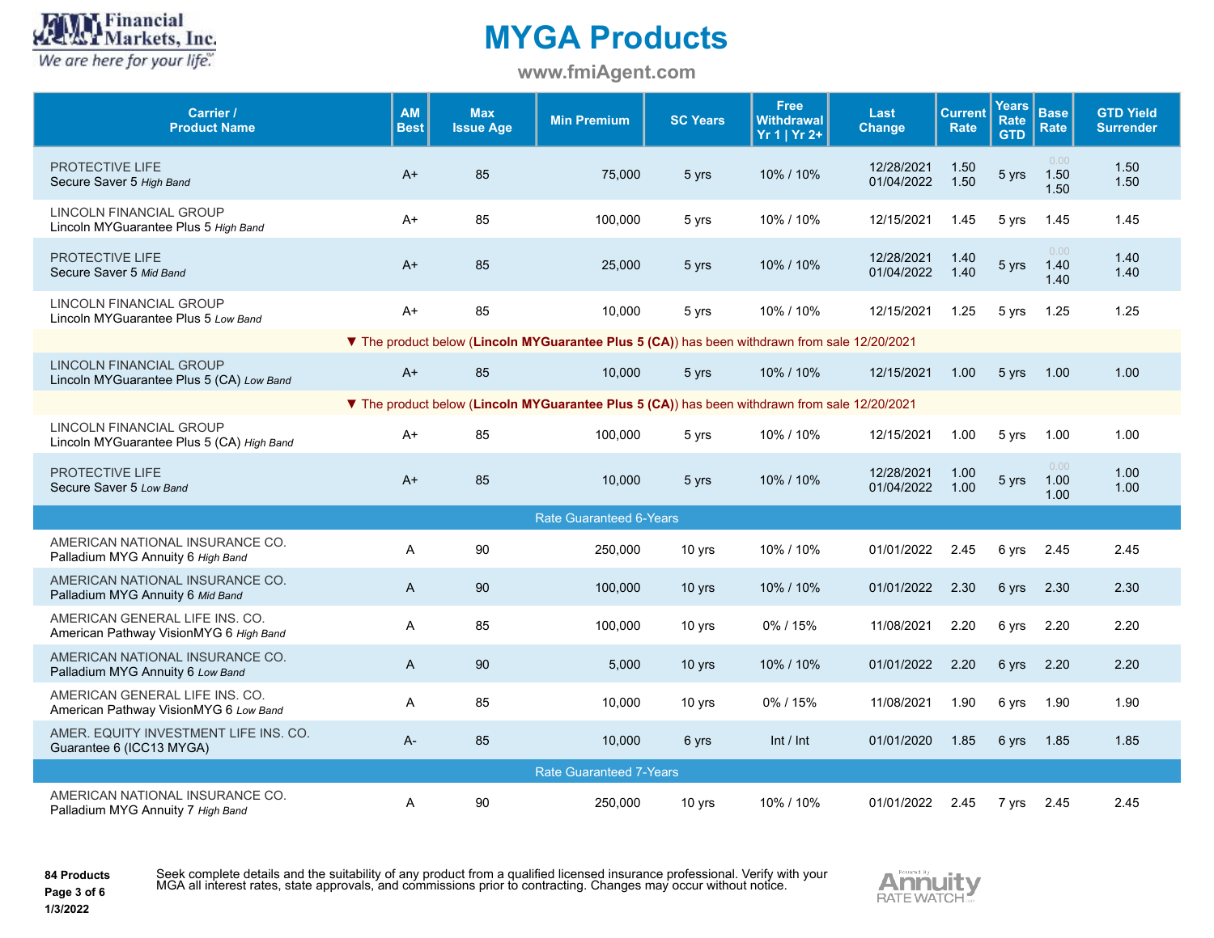# MYGA Products

www.fmiAgent.com

| Carrier / Product Name | AM Best | Max Issue Age | Min Premium | SC Years | Free Withdrawal Yr 1 \| Yr 2+ | Last Change | Current Rate | Years Rate GTD | Base Rate | GTD Yield Surrender |
|---|---|---|---|---|---|---|---|---|---|---|
| PROTECTIVE LIFE Secure Saver 5 *High Band* | A+ | 85 | 75,000 | 5 yrs | 10% / 10% | 12/28/2021 01/04/2022 | 1.50 1.50 | 5 yrs | 0.00 1.50 1.50 | 1.50 1.50 |
| LINCOLN FINANCIAL GROUP Lincoln MYGuarantee Plus 5 *High Band* | A+ | 85 | 100,000 | 5 yrs | 10% / 10% | 12/15/2021 | 1.45 | 5 yrs | 1.45 | 1.45 |
| PROTECTIVE LIFE Secure Saver 5 *Mid Band* | A+ | 85 | 25,000 | 5 yrs | 10% / 10% | 12/28/2021 01/04/2022 | 1.40 1.40 | 5 yrs | 0.00 1.40 1.40 | 1.40 1.40 |
| LINCOLN FINANCIAL GROUP Lincoln MYGuarantee Plus 5 *Low Band* | A+ | 85 | 10,000 | 5 yrs | 10% / 10% | 12/15/2021 | 1.25 | 5 yrs | 1.25 | 1.25 |
| ▼ The product below (**Lincoln MYGuarantee Plus 5 (CA)**) has been withdrawn from sale 12/20/2021 | | | | | | | | | | |
| LINCOLN FINANCIAL GROUP Lincoln MYGuarantee Plus 5 (CA) *Low Band* | A+ | 85 | 10,000 | 5 yrs | 10% / 10% | 12/15/2021 | 1.00 | 5 yrs | 1.00 | 1.00 |
| ▼ The product below (**Lincoln MYGuarantee Plus 5 (CA)**) has been withdrawn from sale 12/20/2021 | | | | | | | | | | |
| LINCOLN FINANCIAL GROUP Lincoln MYGuarantee Plus 5 (CA) *High Band* | A+ | 85 | 100,000 | 5 yrs | 10% / 10% | 12/15/2021 | 1.00 | 5 yrs | 1.00 | 1.00 |
| PROTECTIVE LIFE Secure Saver 5 *Low Band* | A+ | 85 | 10,000 | 5 yrs | 10% / 10% | 12/28/2021 01/04/2022 | 1.00 1.00 | 5 yrs | 0.00 1.00 1.00 | 1.00 1.00 |
| Rate Guaranteed 6-Years | | | | | | | | | | |
| AMERICAN NATIONAL INSURANCE CO. Palladium MYG Annuity 6 *High Band* | A | 90 | 250,000 | 10 yrs | 10% / 10% | 01/01/2022 | 2.45 | 6 yrs | 2.45 | 2.45 |
| AMERICAN NATIONAL INSURANCE CO. Palladium MYG Annuity 6 *Mid Band* | A | 90 | 100,000 | 10 yrs | 10% / 10% | 01/01/2022 | 2.30 | 6 yrs | 2.30 | 2.30 |
| AMERICAN GENERAL LIFE INS. CO. American Pathway VisionMYG 6 *High Band* | A | 85 | 100,000 | 10 yrs | 0% / 15% | 11/08/2021 | 2.20 | 6 yrs | 2.20 | 2.20 |
| AMERICAN NATIONAL INSURANCE CO. Palladium MYG Annuity 6 *Low Band* | A | 90 | 5,000 | 10 yrs | 10% / 10% | 01/01/2022 | 2.20 | 6 yrs | 2.20 | 2.20 |
| AMERICAN GENERAL LIFE INS. CO. American Pathway VisionMYG 6 *Low Band* | A | 85 | 10,000 | 10 yrs | 0% / 15% | 11/08/2021 | 1.90 | 6 yrs | 1.90 | 1.90 |
| AMER. EQUITY INVESTMENT LIFE INS. CO. Guarantee 6 (ICC13 MYGA) | A- | 85 | 10,000 | 6 yrs | Int / Int | 01/01/2020 | 1.85 | 6 yrs | 1.85 | 1.85 |
| Rate Guaranteed 7-Years | | | | | | | | | | |
| AMERICAN NATIONAL INSURANCE CO. Palladium MYG Annuity 7 *High Band* | A | 90 | 250,000 | 10 yrs | 10% / 10% | 01/01/2022 | 2.45 | 7 yrs | 2.45 | 2.45 |

**84 Products**

Seek complete details and the suitability of any product from a qualified licensed insurance professional. Verify with your MGA all interest rates, state approvals, and commissions prior to contracting. Changes may occur without notice.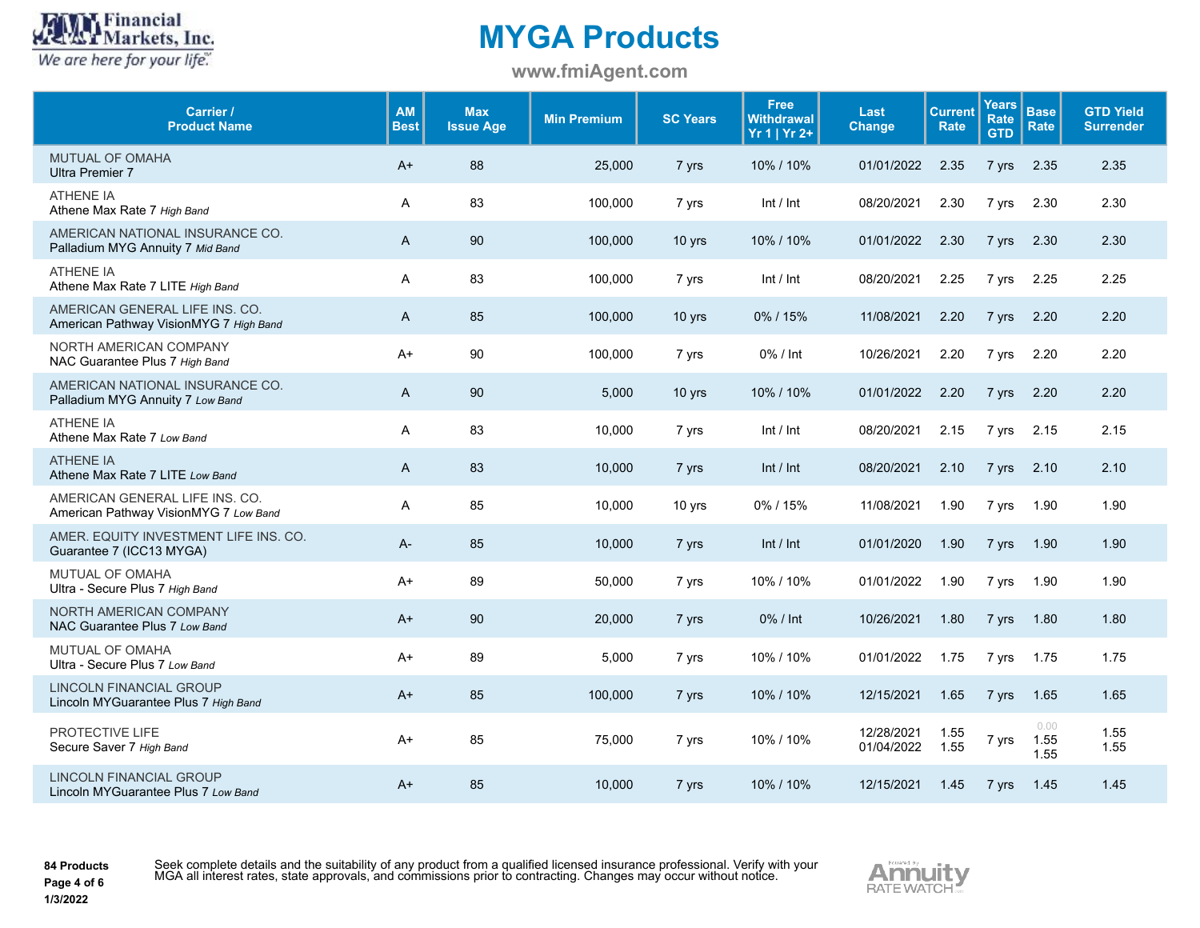# MYGA Products

www.fmiAgent.com

| Carrier / Product Name | AM Best | Max Issue Age | Min Premium | SC Years | Free Withdrawal Yr 1 \| Yr 2+ | Last Change | Current Rate | Years Rate GTD | Base Rate | GTD Yield Surrender |
|---|---|---|---|---|---|---|---|---|---|---|
| MUTUAL OF OMAHA<br>Ultra Premier 7 | A+ | 88 | 25,000 | 7 yrs | 10% / 10% | 01/01/2022 | 2.35 | 7 yrs | 2.35 | 2.35 |
| ATHENE IA<br>Athene Max Rate 7 *High Band* | A | 83 | 100,000 | 7 yrs | Int / Int | 08/20/2021 | 2.30 | 7 yrs | 2.30 | 2.30 |
| AMERICAN NATIONAL INSURANCE CO.<br>Palladium MYG Annuity 7 *Mid Band* | A | 90 | 100,000 | 10 yrs | 10% / 10% | 01/01/2022 | 2.30 | 7 yrs | 2.30 | 2.30 |
| ATHENE IA<br>Athene Max Rate 7 LITE *High Band* | A | 83 | 100,000 | 7 yrs | Int / Int | 08/20/2021 | 2.25 | 7 yrs | 2.25 | 2.25 |
| AMERICAN GENERAL LIFE INS. CO.<br>American Pathway VisionMYG 7 *High Band* | A | 85 | 100,000 | 10 yrs | 0% / 15% | 11/08/2021 | 2.20 | 7 yrs | 2.20 | 2.20 |
| NORTH AMERICAN COMPANY<br>NAC Guarantee Plus 7 *High Band* | A+ | 90 | 100,000 | 7 yrs | 0% / Int | 10/26/2021 | 2.20 | 7 yrs | 2.20 | 2.20 |
| AMERICAN NATIONAL INSURANCE CO.<br>Palladium MYG Annuity 7 *Low Band* | A | 90 | 5,000 | 10 yrs | 10% / 10% | 01/01/2022 | 2.20 | 7 yrs | 2.20 | 2.20 |
| ATHENE IA<br>Athene Max Rate 7 *Low Band* | A | 83 | 10,000 | 7 yrs | Int / Int | 08/20/2021 | 2.15 | 7 yrs | 2.15 | 2.15 |
| ATHENE IA<br>Athene Max Rate 7 LITE *Low Band* | A | 83 | 10,000 | 7 yrs | Int / Int | 08/20/2021 | 2.10 | 7 yrs | 2.10 | 2.10 |
| AMERICAN GENERAL LIFE INS. CO.<br>American Pathway VisionMYG 7 *Low Band* | A | 85 | 10,000 | 10 yrs | 0% / 15% | 11/08/2021 | 1.90 | 7 yrs | 1.90 | 1.90 |
| AMER. EQUITY INVESTMENT LIFE INS. CO.<br>Guarantee 7 (ICC13 MYGA) | A- | 85 | 10,000 | 7 yrs | Int / Int | 01/01/2020 | 1.90 | 7 yrs | 1.90 | 1.90 |
| MUTUAL OF OMAHA<br>Ultra - Secure Plus 7 *High Band* | A+ | 89 | 50,000 | 7 yrs | 10% / 10% | 01/01/2022 | 1.90 | 7 yrs | 1.90 | 1.90 |
| NORTH AMERICAN COMPANY<br>NAC Guarantee Plus 7 *Low Band* | A+ | 90 | 20,000 | 7 yrs | 0% / Int | 10/26/2021 | 1.80 | 7 yrs | 1.80 | 1.80 |
| MUTUAL OF OMAHA<br>Ultra - Secure Plus 7 *Low Band* | A+ | 89 | 5,000 | 7 yrs | 10% / 10% | 01/01/2022 | 1.75 | 7 yrs | 1.75 | 1.75 |
| LINCOLN FINANCIAL GROUP<br>Lincoln MYGuarantee Plus 7 *High Band* | A+ | 85 | 100,000 | 7 yrs | 10% / 10% | 12/15/2021 | 1.65 | 7 yrs | 1.65 | 1.65 |
| PROTECTIVE LIFE<br>Secure Saver 7 *High Band* | A+ | 85 | 75,000 | 7 yrs | 10% / 10% | 12/28/2021<br>01/04/2022 | 1.55<br>1.55 | 7 yrs | 0.00<br>1.55<br>1.55 | 1.55<br>1.55 |
| LINCOLN FINANCIAL GROUP<br>Lincoln MYGuarantee Plus 7 *Low Band* | A+ | 85 | 10,000 | 7 yrs | 10% / 10% | 12/15/2021 | 1.45 | 7 yrs | 1.45 | 1.45 |

**84 Products**

**1/3/2022**

Seek complete details and the suitability of any product from a qualified licensed insurance professional. Verify with your MGA all interest rates, state approvals, and commissions prior to contracting. Changes may occur without notice.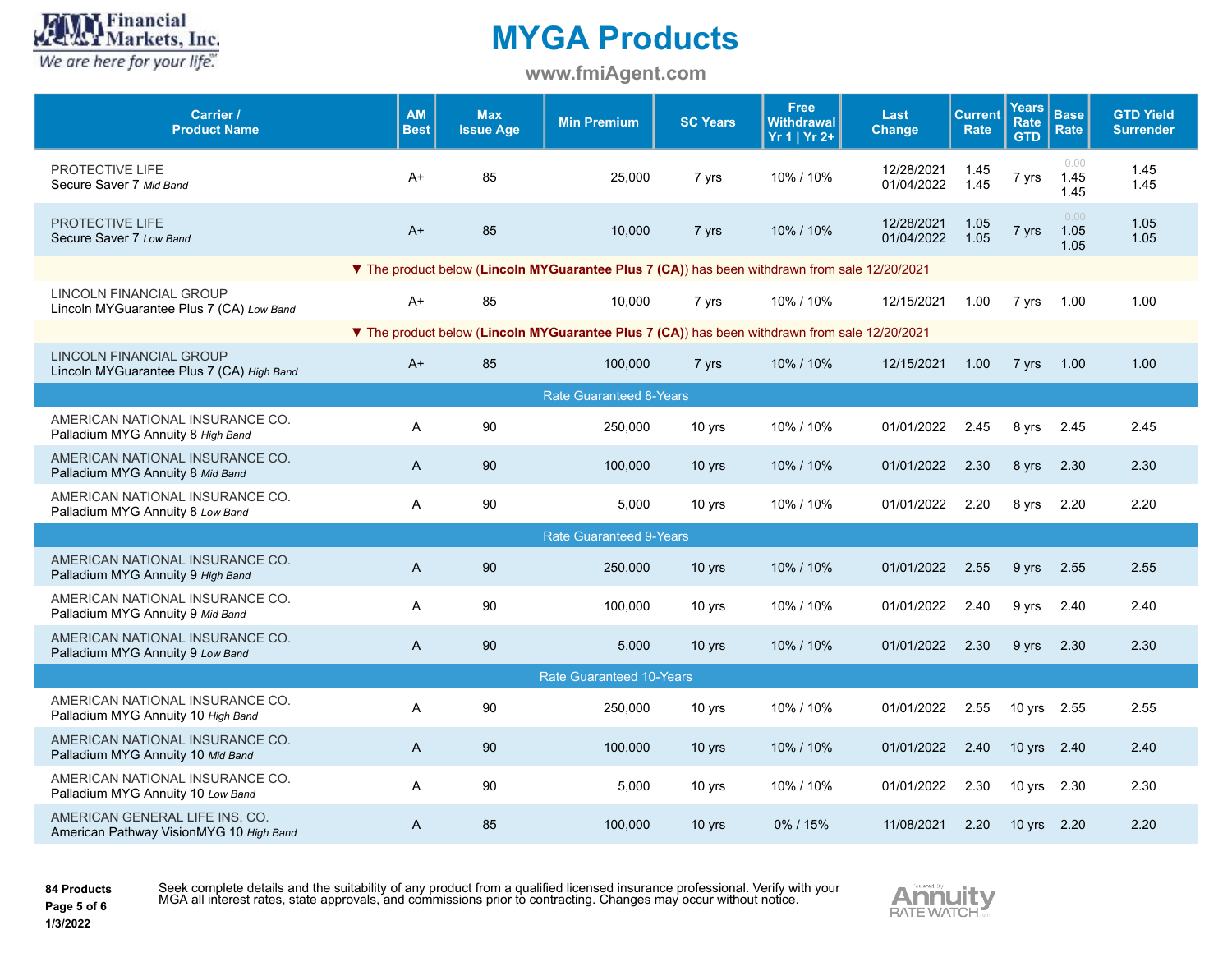# MYGA Products

www.fmiAgent.com

| Carrier / Product Name | AM Best | Max Issue Age | Min Premium | SC Years | Free Withdrawal Yr 1 \| Yr 2+ | Last Change | Current Rate | Years Rate GTD | Base Rate | GTD Yield Surrender |
|---|---|---|---|---|---|---|---|---|---|---|
| PROTECTIVE LIFE<br>Secure Saver 7 *Mid Band* | A+ | 85 | 25,000 | 7 yrs | 10% / 10% | 12/28/2021<br>01/04/2022 | 1.45<br>1.45 | 7 yrs | 0.00<br>1.45<br>1.45 | 1.45<br>1.45 |
| PROTECTIVE LIFE<br>Secure Saver 7 *Low Band* | A+ | 85 | 10,000 | 7 yrs | 10% / 10% | 12/28/2021<br>01/04/2022 | 1.05<br>1.05 | 7 yrs | 0.00<br>1.05<br>1.05 | 1.05<br>1.05 |
| ▼ The product below (**Lincoln MYGuarantee Plus 7 (CA)**) has been withdrawn from sale 12/20/2021 | | | | | | | | | | |
| LINCOLN FINANCIAL GROUP<br>Lincoln MYGuarantee Plus 7 (CA) *Low Band* | A+ | 85 | 10,000 | 7 yrs | 10% / 10% | 12/15/2021 | 1.00 | 7 yrs | 1.00 | 1.00 |
| ▼ The product below (**Lincoln MYGuarantee Plus 7 (CA)**) has been withdrawn from sale 12/20/2021 | | | | | | | | | | |
| LINCOLN FINANCIAL GROUP<br>Lincoln MYGuarantee Plus 7 (CA) *High Band* | A+ | 85 | 100,000 | 7 yrs | 10% / 10% | 12/15/2021 | 1.00 | 7 yrs | 1.00 | 1.00 |
| Rate Guaranteed 8-Years | | | | | | | | | | |
| AMERICAN NATIONAL INSURANCE CO.<br>Palladium MYG Annuity 8 *High Band* | A | 90 | 250,000 | 10 yrs | 10% / 10% | 01/01/2022 | 2.45 | 8 yrs | 2.45 | 2.45 |
| AMERICAN NATIONAL INSURANCE CO.<br>Palladium MYG Annuity 8 *Mid Band* | A | 90 | 100,000 | 10 yrs | 10% / 10% | 01/01/2022 | 2.30 | 8 yrs | 2.30 | 2.30 |
| AMERICAN NATIONAL INSURANCE CO.<br>Palladium MYG Annuity 8 *Low Band* | A | 90 | 5,000 | 10 yrs | 10% / 10% | 01/01/2022 | 2.20 | 8 yrs | 2.20 | 2.20 |
| Rate Guaranteed 9-Years | | | | | | | | | | |
| AMERICAN NATIONAL INSURANCE CO.<br>Palladium MYG Annuity 9 *High Band* | A | 90 | 250,000 | 10 yrs | 10% / 10% | 01/01/2022 | 2.55 | 9 yrs | 2.55 | 2.55 |
| AMERICAN NATIONAL INSURANCE CO.<br>Palladium MYG Annuity 9 *Mid Band* | A | 90 | 100,000 | 10 yrs | 10% / 10% | 01/01/2022 | 2.40 | 9 yrs | 2.40 | 2.40 |
| AMERICAN NATIONAL INSURANCE CO.<br>Palladium MYG Annuity 9 *Low Band* | A | 90 | 5,000 | 10 yrs | 10% / 10% | 01/01/2022 | 2.30 | 9 yrs | 2.30 | 2.30 |
| Rate Guaranteed 10-Years | | | | | | | | | | |
| AMERICAN NATIONAL INSURANCE CO.<br>Palladium MYG Annuity 10 *High Band* | A | 90 | 250,000 | 10 yrs | 10% / 10% | 01/01/2022 | 2.55 | 10 yrs | 2.55 | 2.55 |
| AMERICAN NATIONAL INSURANCE CO.<br>Palladium MYG Annuity 10 *Mid Band* | A | 90 | 100,000 | 10 yrs | 10% / 10% | 01/01/2022 | 2.40 | 10 yrs | 2.40 | 2.40 |
| AMERICAN NATIONAL INSURANCE CO.<br>Palladium MYG Annuity 10 *Low Band* | A | 90 | 5,000 | 10 yrs | 10% / 10% | 01/01/2022 | 2.30 | 10 yrs | 2.30 | 2.30 |
| AMERICAN GENERAL LIFE INS. CO.<br>American Pathway VisionMYG 10 *High Band* | A | 85 | 100,000 | 10 yrs | 0% / 15% | 11/08/2021 | 2.20 | 10 yrs | 2.20 | 2.20 |

**84 Products**

**1/3/2022**

Seek complete details and the suitability of any product from a qualified licensed insurance professional. Verify with your MGA all interest rates, state approvals, and commissions prior to contracting. Changes may occur without notice.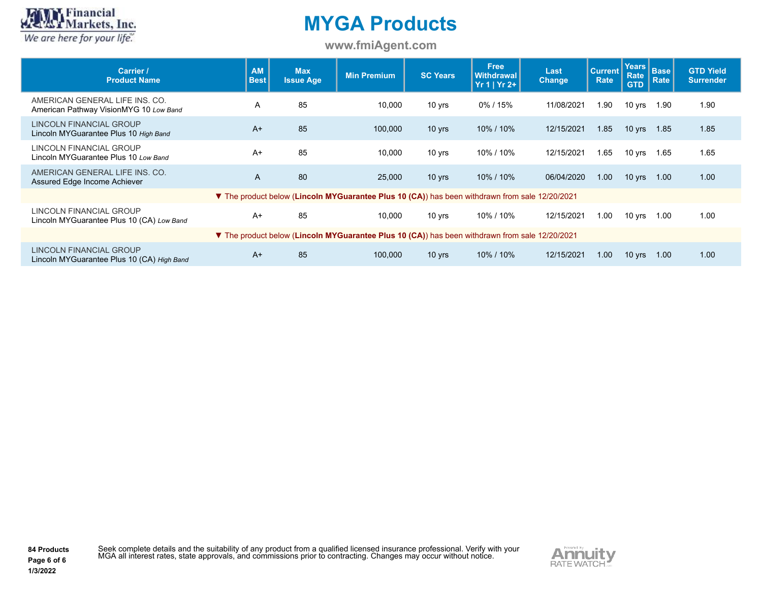# MYGA Products

www.fmiAgent.com

| Carrier / Product Name | AM Best | Max Issue Age | Min Premium | SC Years | Free Withdrawal Yr 1 \| Yr 2+ | Last Change | Current Rate | Years Rate GTD | Base Rate | GTD Yield Surrender |
|---|---|---|---|---|---|---|---|---|---|---|
| AMERICAN GENERAL LIFE INS. CO. American Pathway VisionMYG 10 *Low Band* | A | 85 | 10,000 | 10 yrs | 0% / 15% | 11/08/2021 | 1.90 | 10 yrs | 1.90 | 1.90 |
| LINCOLN FINANCIAL GROUP Lincoln MYGuarantee Plus 10 *High Band* | A+ | 85 | 100,000 | 10 yrs | 10% / 10% | 12/15/2021 | 1.85 | 10 yrs | 1.85 | 1.85 |
| LINCOLN FINANCIAL GROUP Lincoln MYGuarantee Plus 10 *Low Band* | A+ | 85 | 10,000 | 10 yrs | 10% / 10% | 12/15/2021 | 1.65 | 10 yrs | 1.65 | 1.65 |
| AMERICAN GENERAL LIFE INS. CO. Assured Edge Income Achiever | A | 80 | 25,000 | 10 yrs | 10% / 10% | 06/04/2020 | 1.00 | 10 yrs | 1.00 | 1.00 |
| ▼ The product below (**Lincoln MYGuarantee Plus 10 (CA)**) has been withdrawn from sale 12/20/2021 | | | | | | | | | | |
| LINCOLN FINANCIAL GROUP Lincoln MYGuarantee Plus 10 (CA) *Low Band* | A+ | 85 | 10,000 | 10 yrs | 10% / 10% | 12/15/2021 | 1.00 | 10 yrs | 1.00 | 1.00 |
| ▼ The product below (**Lincoln MYGuarantee Plus 10 (CA)**) has been withdrawn from sale 12/20/2021 | | | | | | | | | | |
| LINCOLN FINANCIAL GROUP Lincoln MYGuarantee Plus 10 (CA) *High Band* | A+ | 85 | 100,000 | 10 yrs | 10% / 10% | 12/15/2021 | 1.00 | 10 yrs | 1.00 | 1.00 |

**84 Products**
**1/3/2022**

Seek complete details and the suitability of any product from a qualified licensed insurance professional. Verify with your MGA all interest rates, state approvals, and commissions prior to contracting. Changes may occur without notice.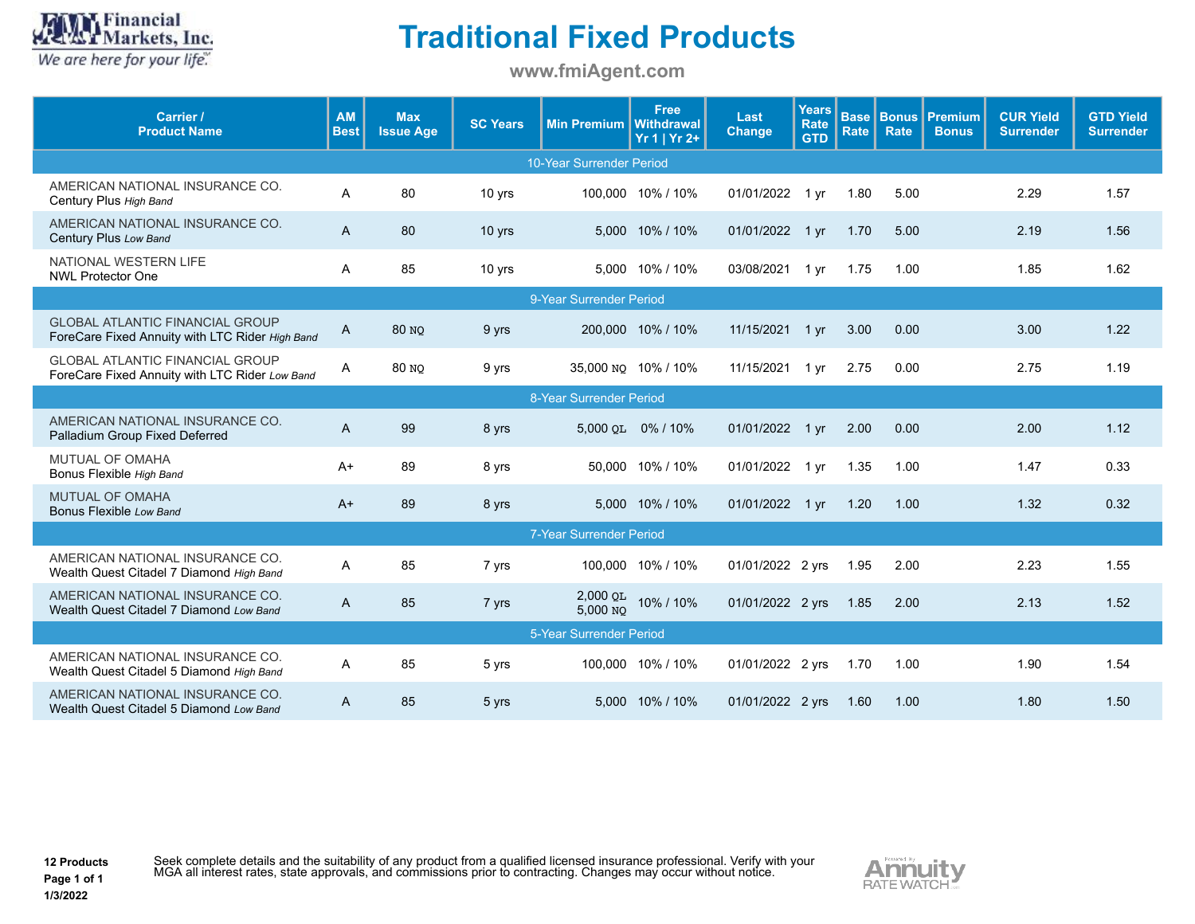Financial Markets, Inc.
We are here for your life.

# Traditional Fixed Products

www.fmiAgent.com

| Carrier / Product Name | AM Best | Max Issue Age | SC Years | Min Premium | Free Withdrawal Yr 1 \| Yr 2+ | Last Change | Years Rate GTD | Base Rate | Bonus Rate | Premium Bonus | CUR Yield Surrender | GTD Yield Surrender |
|---|---|---|---|---|---|---|---|---|---|---|---|---|
| **10-Year Surrender Period** | | | | | | | | | | | | |
| AMERICAN NATIONAL INSURANCE CO. Century Plus *High Band* | A | 80 | 10 yrs | 100,000 | 10% / 10% | 01/01/2022 | 1 yr | 1.80 | 5.00 | | 2.29 | 1.57 |
| AMERICAN NATIONAL INSURANCE CO. Century Plus *Low Band* | A | 80 | 10 yrs | 5,000 | 10% / 10% | 01/01/2022 | 1 yr | 1.70 | 5.00 | | 2.19 | 1.56 |
| NATIONAL WESTERN LIFE NWL Protector One | A | 85 | 10 yrs | 5,000 | 10% / 10% | 03/08/2021 | 1 yr | 1.75 | 1.00 | | 1.85 | 1.62 |
| **9-Year Surrender Period** | | | | | | | | | | | | |
| GLOBAL ATLANTIC FINANCIAL GROUP ForeCare Fixed Annuity with LTC Rider *High Band* | A | 80 NQ | 9 yrs | 200,000 | 10% / 10% | 11/15/2021 | 1 yr | 3.00 | 0.00 | | 3.00 | 1.22 |
| GLOBAL ATLANTIC FINANCIAL GROUP ForeCare Fixed Annuity with LTC Rider *Low Band* | A | 80 NQ | 9 yrs | 35,000 NQ | 10% / 10% | 11/15/2021 | 1 yr | 2.75 | 0.00 | | 2.75 | 1.19 |
| **8-Year Surrender Period** | | | | | | | | | | | | |
| AMERICAN NATIONAL INSURANCE CO. Palladium Group Fixed Deferred | A | 99 | 8 yrs | 5,000 QL | 0% / 10% | 01/01/2022 | 1 yr | 2.00 | 0.00 | | 2.00 | 1.12 |
| MUTUAL OF OMAHA Bonus Flexible *High Band* | A+ | 89 | 8 yrs | 50,000 | 10% / 10% | 01/01/2022 | 1 yr | 1.35 | 1.00 | | 1.47 | 0.33 |
| MUTUAL OF OMAHA Bonus Flexible *Low Band* | A+ | 89 | 8 yrs | 5,000 | 10% / 10% | 01/01/2022 | 1 yr | 1.20 | 1.00 | | 1.32 | 0.32 |
| **7-Year Surrender Period** | | | | | | | | | | | | |
| AMERICAN NATIONAL INSURANCE CO. Wealth Quest Citadel 7 Diamond *High Band* | A | 85 | 7 yrs | 100,000 | 10% / 10% | 01/01/2022 | 2 yrs | 1.95 | 2.00 | | 2.23 | 1.55 |
| AMERICAN NATIONAL INSURANCE CO. Wealth Quest Citadel 7 Diamond *Low Band* | A | 85 | 7 yrs | 2,000 QL 5,000 NQ | 10% / 10% | 01/01/2022 | 2 yrs | 1.85 | 2.00 | | 2.13 | 1.52 |
| **5-Year Surrender Period** | | | | | | | | | | | | |
| AMERICAN NATIONAL INSURANCE CO. Wealth Quest Citadel 5 Diamond *High Band* | A | 85 | 5 yrs | 100,000 | 10% / 10% | 01/01/2022 | 2 yrs | 1.70 | 1.00 | | 1.90 | 1.54 |
| AMERICAN NATIONAL INSURANCE CO. Wealth Quest Citadel 5 Diamond *Low Band* | A | 85 | 5 yrs | 5,000 | 10% / 10% | 01/01/2022 | 2 yrs | 1.60 | 1.00 | | 1.80 | 1.50 |

**12 Products**
**Page 1 of 1**
**1/3/2022**

Seek complete details and the suitability of any product from a qualified licensed insurance professional. Verify with your MGA all interest rates, state approvals, and commissions prior to contracting. Changes may occur without notice.

Powered by Annuity RATE WATCH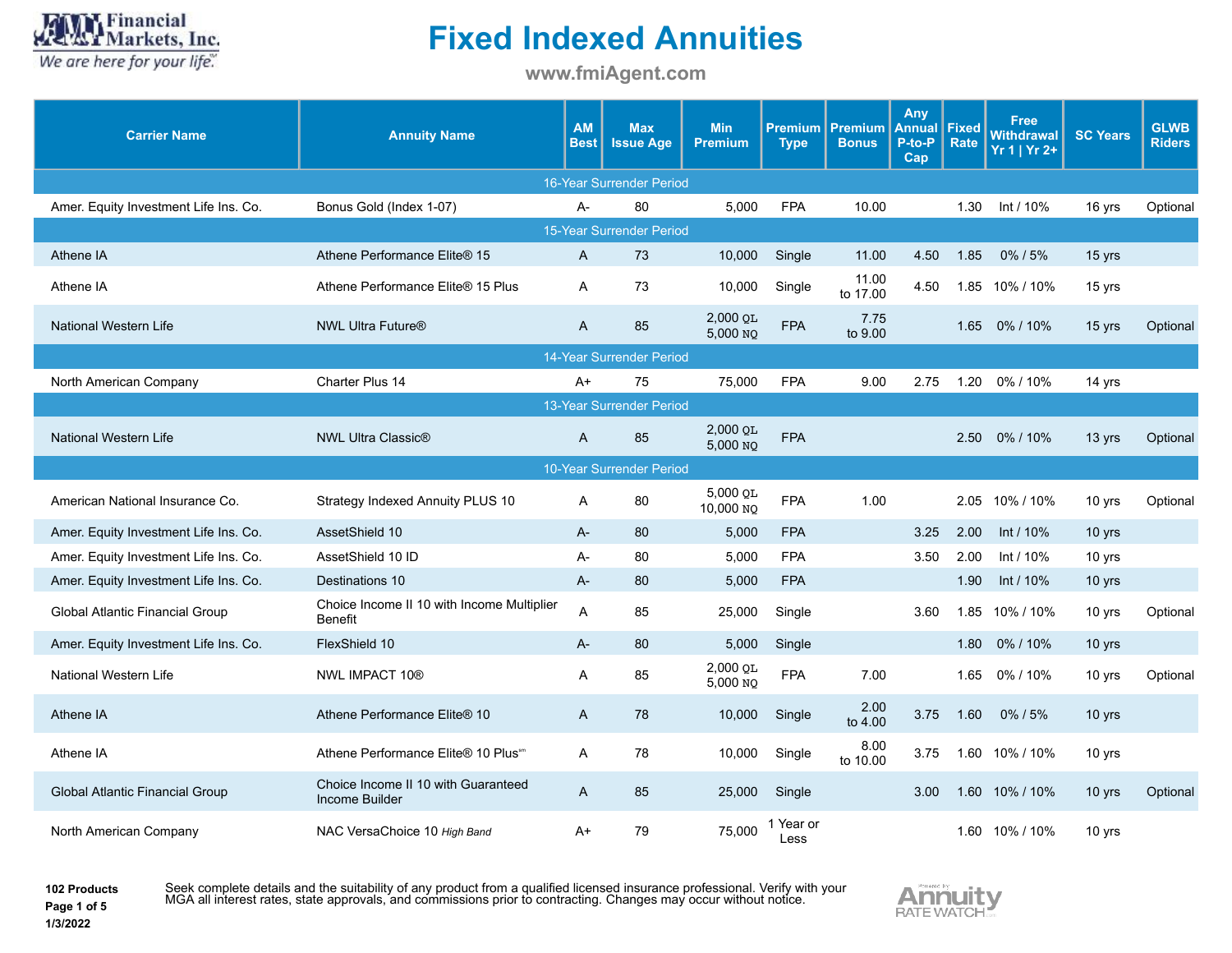Financial Markets, Inc.
*We are here for your life.*

# Fixed Indexed Annuities

**www.fmiAgent.com**

| Carrier Name | Annuity Name | AM Best | Max Issue Age | Min Premium | Premium Type | Premium Bonus | Any Annual P-to-P Cap | Fixed Rate | Free Withdrawal Yr 1 \| Yr 2+ | SC Years | GLWB Riders |
|---|---|---|---|---|---|---|---|---|---|---|---|
| 16-Year Surrender Period | | | | | | | | | | | |
| Amer. Equity Investment Life Ins. Co. | Bonus Gold (Index 1-07) | A- | 80 | 5,000 | FPA | 10.00 | | 1.30 | Int / 10% | 16 yrs | Optional |
| 15-Year Surrender Period | | | | | | | | | | | |
| Athene IA | Athene Performance Elite® 15 | A | 73 | 10,000 | Single | 11.00 | 4.50 | 1.85 | 0% / 5% | 15 yrs | |
| Athene IA | Athene Performance Elite® 15 Plus | A | 73 | 10,000 | Single | 11.00 to 17.00 | 4.50 | 1.85 | 10% / 10% | 15 yrs | |
| National Western Life | NWL Ultra Future® | A | 85 | 2,000 QL 5,000 NQ | FPA | 7.75 to 9.00 | | 1.65 | 0% / 10% | 15 yrs | Optional |
| 14-Year Surrender Period | | | | | | | | | | | |
| North American Company | Charter Plus 14 | A+ | 75 | 75,000 | FPA | 9.00 | 2.75 | 1.20 | 0% / 10% | 14 yrs | |
| 13-Year Surrender Period | | | | | | | | | | | |
| National Western Life | NWL Ultra Classic® | A | 85 | 2,000 QL 5,000 NQ | FPA | | | 2.50 | 0% / 10% | 13 yrs | Optional |
| 10-Year Surrender Period | | | | | | | | | | | |
| American National Insurance Co. | Strategy Indexed Annuity PLUS 10 | A | 80 | 5,000 QL 10,000 NQ | FPA | 1.00 | | 2.05 | 10% / 10% | 10 yrs | Optional |
| Amer. Equity Investment Life Ins. Co. | AssetShield 10 | A- | 80 | 5,000 | FPA | | 3.25 | 2.00 | Int / 10% | 10 yrs | |
| Amer. Equity Investment Life Ins. Co. | AssetShield 10 ID | A- | 80 | 5,000 | FPA | | 3.50 | 2.00 | Int / 10% | 10 yrs | |
| Amer. Equity Investment Life Ins. Co. | Destinations 10 | A- | 80 | 5,000 | FPA | | | 1.90 | Int / 10% | 10 yrs | |
| Global Atlantic Financial Group | Choice Income II 10 with Income Multiplier Benefit | A | 85 | 25,000 | Single | | 3.60 | 1.85 | 10% / 10% | 10 yrs | Optional |
| Amer. Equity Investment Life Ins. Co. | FlexShield 10 | A- | 80 | 5,000 | Single | | | 1.80 | 0% / 10% | 10 yrs | |
| National Western Life | NWL IMPACT 10® | A | 85 | 2,000 QL 5,000 NQ | FPA | 7.00 | | 1.65 | 0% / 10% | 10 yrs | Optional |
| Athene IA | Athene Performance Elite® 10 | A | 78 | 10,000 | Single | 2.00 to 4.00 | 3.75 | 1.60 | 0% / 5% | 10 yrs | |
| Athene IA | Athene Performance Elite® 10 Plus℠ | A | 78 | 10,000 | Single | 8.00 to 10.00 | 3.75 | 1.60 | 10% / 10% | 10 yrs | |
| Global Atlantic Financial Group | Choice Income II 10 with Guaranteed Income Builder | A | 85 | 25,000 | Single | | 3.00 | 1.60 | 10% / 10% | 10 yrs | Optional |
| North American Company | NAC VersaChoice 10 *High Band* | A+ | 79 | 75,000 | 1 Year or Less | | | 1.60 | 10% / 10% | 10 yrs | |

**102 Products**
**1/3/2022**

Seek complete details and the suitability of any product from a qualified licensed insurance professional. Verify with your MGA all interest rates, state approvals, and commissions prior to contracting. Changes may occur without notice.

Powered by Annuity Rate Watch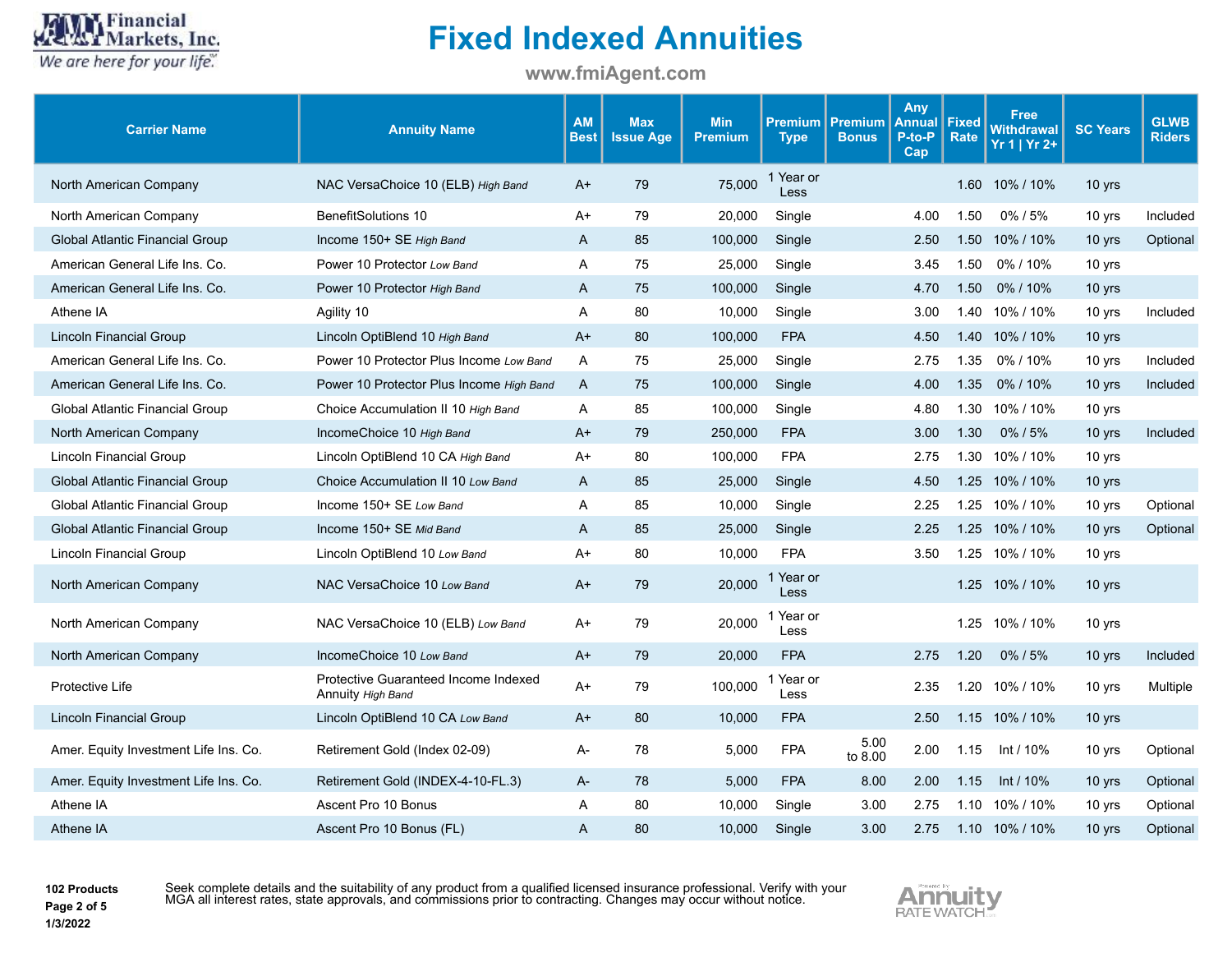Financial Markets, Inc.

*We are here for your life.*

# Fixed Indexed Annuities

www.fmiAgent.com

| Carrier Name | Annuity Name | AM Best | Max Issue Age | Min Premium | Premium Type | Premium Bonus | Any Annual P-to-P Cap | Fixed Rate | Free Withdrawal Yr 1 \| Yr 2+ | SC Years | GLWB Riders |
|---|---|---|---|---|---|---|---|---|---|---|---|
| North American Company | NAC VersaChoice 10 (ELB) *High Band* | A+ | 79 | 75,000 | 1 Year or Less | | | 1.60 | 10% / 10% | 10 yrs | |
| North American Company | BenefitSolutions 10 | A+ | 79 | 20,000 | Single | | 4.00 | 1.50 | 0% / 5% | 10 yrs | Included |
| Global Atlantic Financial Group | Income 150+ SE *High Band* | A | 85 | 100,000 | Single | | 2.50 | 1.50 | 10% / 10% | 10 yrs | Optional |
| American General Life Ins. Co. | Power 10 Protector *Low Band* | A | 75 | 25,000 | Single | | 3.45 | 1.50 | 0% / 10% | 10 yrs | |
| American General Life Ins. Co. | Power 10 Protector *High Band* | A | 75 | 100,000 | Single | | 4.70 | 1.50 | 0% / 10% | 10 yrs | |
| Athene IA | Agility 10 | A | 80 | 10,000 | Single | | 3.00 | 1.40 | 10% / 10% | 10 yrs | Included |
| Lincoln Financial Group | Lincoln OptiBlend 10 *High Band* | A+ | 80 | 100,000 | FPA | | 4.50 | 1.40 | 10% / 10% | 10 yrs | |
| American General Life Ins. Co. | Power 10 Protector Plus Income *Low Band* | A | 75 | 25,000 | Single | | 2.75 | 1.35 | 0% / 10% | 10 yrs | Included |
| American General Life Ins. Co. | Power 10 Protector Plus Income *High Band* | A | 75 | 100,000 | Single | | 4.00 | 1.35 | 0% / 10% | 10 yrs | Included |
| Global Atlantic Financial Group | Choice Accumulation II 10 *High Band* | A | 85 | 100,000 | Single | | 4.80 | 1.30 | 10% / 10% | 10 yrs | |
| North American Company | IncomeChoice 10 *High Band* | A+ | 79 | 250,000 | FPA | | 3.00 | 1.30 | 0% / 5% | 10 yrs | Included |
| Lincoln Financial Group | Lincoln OptiBlend 10 CA *High Band* | A+ | 80 | 100,000 | FPA | | 2.75 | 1.30 | 10% / 10% | 10 yrs | |
| Global Atlantic Financial Group | Choice Accumulation II 10 *Low Band* | A | 85 | 25,000 | Single | | 4.50 | 1.25 | 10% / 10% | 10 yrs | |
| Global Atlantic Financial Group | Income 150+ SE *Low Band* | A | 85 | 10,000 | Single | | 2.25 | 1.25 | 10% / 10% | 10 yrs | Optional |
| Global Atlantic Financial Group | Income 150+ SE *Mid Band* | A | 85 | 25,000 | Single | | 2.25 | 1.25 | 10% / 10% | 10 yrs | Optional |
| Lincoln Financial Group | Lincoln OptiBlend 10 *Low Band* | A+ | 80 | 10,000 | FPA | | 3.50 | 1.25 | 10% / 10% | 10 yrs | |
| North American Company | NAC VersaChoice 10 *Low Band* | A+ | 79 | 20,000 | 1 Year or Less | | | 1.25 | 10% / 10% | 10 yrs | |
| North American Company | NAC VersaChoice 10 (ELB) *Low Band* | A+ | 79 | 20,000 | 1 Year or Less | | | 1.25 | 10% / 10% | 10 yrs | |
| North American Company | IncomeChoice 10 *Low Band* | A+ | 79 | 20,000 | FPA | | 2.75 | 1.20 | 0% / 5% | 10 yrs | Included |
| Protective Life | Protective Guaranteed Income Indexed Annuity *High Band* | A+ | 79 | 100,000 | 1 Year or Less | | 2.35 | 1.20 | 10% / 10% | 10 yrs | Multiple |
| Lincoln Financial Group | Lincoln OptiBlend 10 CA *Low Band* | A+ | 80 | 10,000 | FPA | | 2.50 | 1.15 | 10% / 10% | 10 yrs | |
| Amer. Equity Investment Life Ins. Co. | Retirement Gold (Index 02-09) | A- | 78 | 5,000 | FPA | 5.00 to 8.00 | 2.00 | 1.15 | Int / 10% | 10 yrs | Optional |
| Amer. Equity Investment Life Ins. Co. | Retirement Gold (INDEX-4-10-FL.3) | A- | 78 | 5,000 | FPA | 8.00 | 2.00 | 1.15 | Int / 10% | 10 yrs | Optional |
| Athene IA | Ascent Pro 10 Bonus | A | 80 | 10,000 | Single | 3.00 | 2.75 | 1.10 | 10% / 10% | 10 yrs | Optional |
| Athene IA | Ascent Pro 10 Bonus (FL) | A | 80 | 10,000 | Single | 3.00 | 2.75 | 1.10 | 10% / 10% | 10 yrs | Optional |

**102 Products**

**1/3/2022**

Seek complete details and the suitability of any product from a qualified licensed insurance professional. Verify with your MGA all interest rates, state approvals, and commissions prior to contracting. Changes may occur without notice.

Powered by Annuity RATE WATCH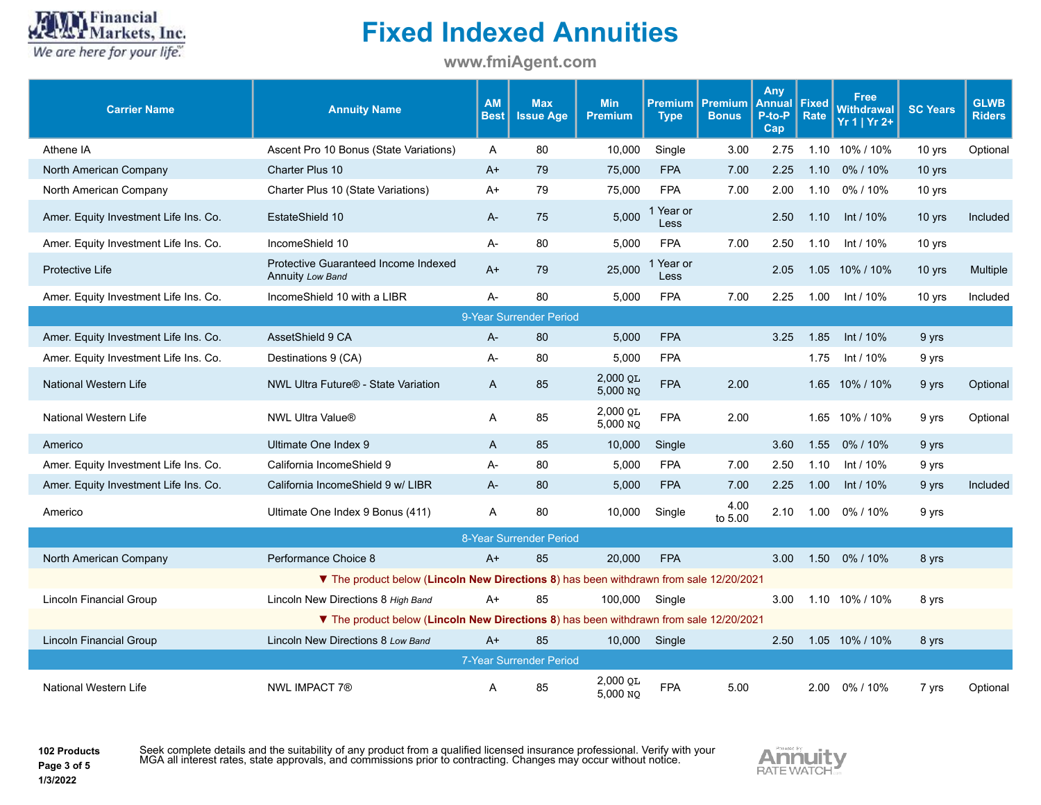Financial Markets, Inc.
*We are here for your life.*

# Fixed Indexed Annuities

www.fmiAgent.com

| Carrier Name | Annuity Name | AM Best | Max Issue Age | Min Premium | Premium Type | Premium Bonus | Any Annual P-to-P Cap | Fixed Rate | Free Withdrawal Yr 1 \| Yr 2+ | SC Years | GLWB Riders |
|---|---|---|---|---|---|---|---|---|---|---|---|
| Athene IA | Ascent Pro 10 Bonus (State Variations) | A | 80 | 10,000 | Single | 3.00 | 2.75 | 1.10 | 10% / 10% | 10 yrs | Optional |
| North American Company | Charter Plus 10 | A+ | 79 | 75,000 | FPA | 7.00 | 2.25 | 1.10 | 0% / 10% | 10 yrs | |
| North American Company | Charter Plus 10 (State Variations) | A+ | 79 | 75,000 | FPA | 7.00 | 2.00 | 1.10 | 0% / 10% | 10 yrs | |
| Amer. Equity Investment Life Ins. Co. | EstateShield 10 | A- | 75 | 5,000 | 1 Year or Less | | 2.50 | 1.10 | Int / 10% | 10 yrs | Included |
| Amer. Equity Investment Life Ins. Co. | IncomeShield 10 | A- | 80 | 5,000 | FPA | 7.00 | 2.50 | 1.10 | Int / 10% | 10 yrs | |
| Protective Life | Protective Guaranteed Income Indexed Annuity *Low Band* | A+ | 79 | 25,000 | 1 Year or Less | | 2.05 | 1.05 | 10% / 10% | 10 yrs | Multiple |
| Amer. Equity Investment Life Ins. Co. | IncomeShield 10 with a LIBR | A- | 80 | 5,000 | FPA | 7.00 | 2.25 | 1.00 | Int / 10% | 10 yrs | Included |
| 9-Year Surrender Period | | | | | | | | | | | |
| Amer. Equity Investment Life Ins. Co. | AssetShield 9 CA | A- | 80 | 5,000 | FPA | | 3.25 | 1.85 | Int / 10% | 9 yrs | |
| Amer. Equity Investment Life Ins. Co. | Destinations 9 (CA) | A- | 80 | 5,000 | FPA | | | 1.75 | Int / 10% | 9 yrs | |
| National Western Life | NWL Ultra Future® - State Variation | A | 85 | 2,000 QL 5,000 NQ | FPA | 2.00 | | 1.65 | 10% / 10% | 9 yrs | Optional |
| National Western Life | NWL Ultra Value® | A | 85 | 2,000 QL 5,000 NQ | FPA | 2.00 | | 1.65 | 10% / 10% | 9 yrs | Optional |
| Americo | Ultimate One Index 9 | A | 85 | 10,000 | Single | | 3.60 | 1.55 | 0% / 10% | 9 yrs | |
| Amer. Equity Investment Life Ins. Co. | California IncomeShield 9 | A- | 80 | 5,000 | FPA | 7.00 | 2.50 | 1.10 | Int / 10% | 9 yrs | |
| Amer. Equity Investment Life Ins. Co. | California IncomeShield 9 w/ LIBR | A- | 80 | 5,000 | FPA | 7.00 | 2.25 | 1.00 | Int / 10% | 9 yrs | Included |
| Americo | Ultimate One Index 9 Bonus (411) | A | 80 | 10,000 | Single | 4.00 to 5.00 | 2.10 | 1.00 | 0% / 10% | 9 yrs | |
| 8-Year Surrender Period | | | | | | | | | | | |
| North American Company | Performance Choice 8 | A+ | 85 | 20,000 | FPA | | 3.00 | 1.50 | 0% / 10% | 8 yrs | |
| ▼ The product below (**Lincoln New Directions 8**) has been withdrawn from sale 12/20/2021 | | | | | | | | | | | |
| Lincoln Financial Group | Lincoln New Directions 8 *High Band* | A+ | 85 | 100,000 | Single | | 3.00 | 1.10 | 10% / 10% | 8 yrs | |
| ▼ The product below (**Lincoln New Directions 8**) has been withdrawn from sale 12/20/2021 | | | | | | | | | | | |
| Lincoln Financial Group | Lincoln New Directions 8 *Low Band* | A+ | 85 | 10,000 | Single | | 2.50 | 1.05 | 10% / 10% | 8 yrs | |
| 7-Year Surrender Period | | | | | | | | | | | |
| National Western Life | NWL IMPACT 7® | A | 85 | 2,000 QL 5,000 NQ | FPA | 5.00 | | 2.00 | 0% / 10% | 7 yrs | Optional |

**102 Products**
**1/3/2022**

Seek complete details and the suitability of any product from a qualified licensed insurance professional. Verify with your MGA all interest rates, state approvals, and commissions prior to contracting. Changes may occur without notice.

Powered by Annuity RATE WATCH.com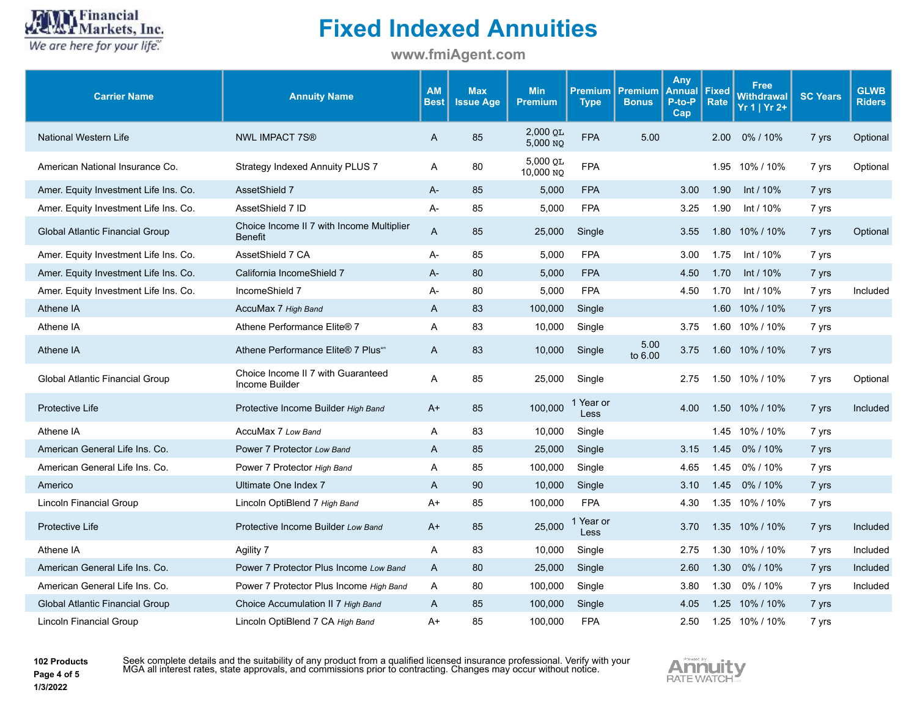Financial Markets, Inc.
*We are here for your life.*

# Fixed Indexed Annuities

**www.fmiAgent.com**

| Carrier Name | Annuity Name | AM Best | Max Issue Age | Min Premium | Premium Type | Premium Bonus | Any Annual P-to-P Cap | Fixed Rate | Free Withdrawal Yr 1 \| Yr 2+ | SC Years | GLWB Riders |
|---|---|---|---|---|---|---|---|---|---|---|---|
| National Western Life | NWL IMPACT 7S® | A | 85 | 2,000 QL 5,000 NQ | FPA | 5.00 | | 2.00 | 0% / 10% | 7 yrs | Optional |
| American National Insurance Co. | Strategy Indexed Annuity PLUS 7 | A | 80 | 5,000 QL 10,000 NQ | FPA | | | 1.95 | 10% / 10% | 7 yrs | Optional |
| Amer. Equity Investment Life Ins. Co. | AssetShield 7 | A- | 85 | 5,000 | FPA | | 3.00 | 1.90 | Int / 10% | 7 yrs | |
| Amer. Equity Investment Life Ins. Co. | AssetShield 7 ID | A- | 85 | 5,000 | FPA | | 3.25 | 1.90 | Int / 10% | 7 yrs | |
| Global Atlantic Financial Group | Choice Income II 7 with Income Multiplier Benefit | A | 85 | 25,000 | Single | | 3.55 | 1.80 | 10% / 10% | 7 yrs | Optional |
| Amer. Equity Investment Life Ins. Co. | AssetShield 7 CA | A- | 85 | 5,000 | FPA | | 3.00 | 1.75 | Int / 10% | 7 yrs | |
| Amer. Equity Investment Life Ins. Co. | California IncomeShield 7 | A- | 80 | 5,000 | FPA | | 4.50 | 1.70 | Int / 10% | 7 yrs | |
| Amer. Equity Investment Life Ins. Co. | IncomeShield 7 | A- | 80 | 5,000 | FPA | | 4.50 | 1.70 | Int / 10% | 7 yrs | Included |
| Athene IA | AccuMax 7 *High Band* | A | 83 | 100,000 | Single | | | 1.60 | 10% / 10% | 7 yrs | |
| Athene IA | Athene Performance Elite® 7 | A | 83 | 10,000 | Single | | 3.75 | 1.60 | 10% / 10% | 7 yrs | |
| Athene IA | Athene Performance Elite® 7 Plus℠ | A | 83 | 10,000 | Single | 5.00 to 6.00 | 3.75 | 1.60 | 10% / 10% | 7 yrs | |
| Global Atlantic Financial Group | Choice Income II 7 with Guaranteed Income Builder | A | 85 | 25,000 | Single | | 2.75 | 1.50 | 10% / 10% | 7 yrs | Optional |
| Protective Life | Protective Income Builder *High Band* | A+ | 85 | 100,000 | 1 Year or Less | | 4.00 | 1.50 | 10% / 10% | 7 yrs | Included |
| Athene IA | AccuMax 7 *Low Band* | A | 83 | 10,000 | Single | | | 1.45 | 10% / 10% | 7 yrs | |
| American General Life Ins. Co. | Power 7 Protector *Low Band* | A | 85 | 25,000 | Single | | 3.15 | 1.45 | 0% / 10% | 7 yrs | |
| American General Life Ins. Co. | Power 7 Protector *High Band* | A | 85 | 100,000 | Single | | 4.65 | 1.45 | 0% / 10% | 7 yrs | |
| Americo | Ultimate One Index 7 | A | 90 | 10,000 | Single | | 3.10 | 1.45 | 0% / 10% | 7 yrs | |
| Lincoln Financial Group | Lincoln OptiBlend 7 *High Band* | A+ | 85 | 100,000 | FPA | | 4.30 | 1.35 | 10% / 10% | 7 yrs | |
| Protective Life | Protective Income Builder *Low Band* | A+ | 85 | 25,000 | 1 Year or Less | | 3.70 | 1.35 | 10% / 10% | 7 yrs | Included |
| Athene IA | Agility 7 | A | 83 | 10,000 | Single | | 2.75 | 1.30 | 10% / 10% | 7 yrs | Included |
| American General Life Ins. Co. | Power 7 Protector Plus Income *Low Band* | A | 80 | 25,000 | Single | | 2.60 | 1.30 | 0% / 10% | 7 yrs | Included |
| American General Life Ins. Co. | Power 7 Protector Plus Income *High Band* | A | 80 | 100,000 | Single | | 3.80 | 1.30 | 0% / 10% | 7 yrs | Included |
| Global Atlantic Financial Group | Choice Accumulation II 7 *High Band* | A | 85 | 100,000 | Single | | 4.05 | 1.25 | 10% / 10% | 7 yrs | |
| Lincoln Financial Group | Lincoln OptiBlend 7 CA *High Band* | A+ | 85 | 100,000 | FPA | | 2.50 | 1.25 | 10% / 10% | 7 yrs | |

**102 Products**
**1/3/2022**

Seek complete details and the suitability of any product from a qualified licensed insurance professional. Verify with your MGA all interest rates, state approvals, and commissions prior to contracting. Changes may occur without notice.

Powered by Annuity Rate Watch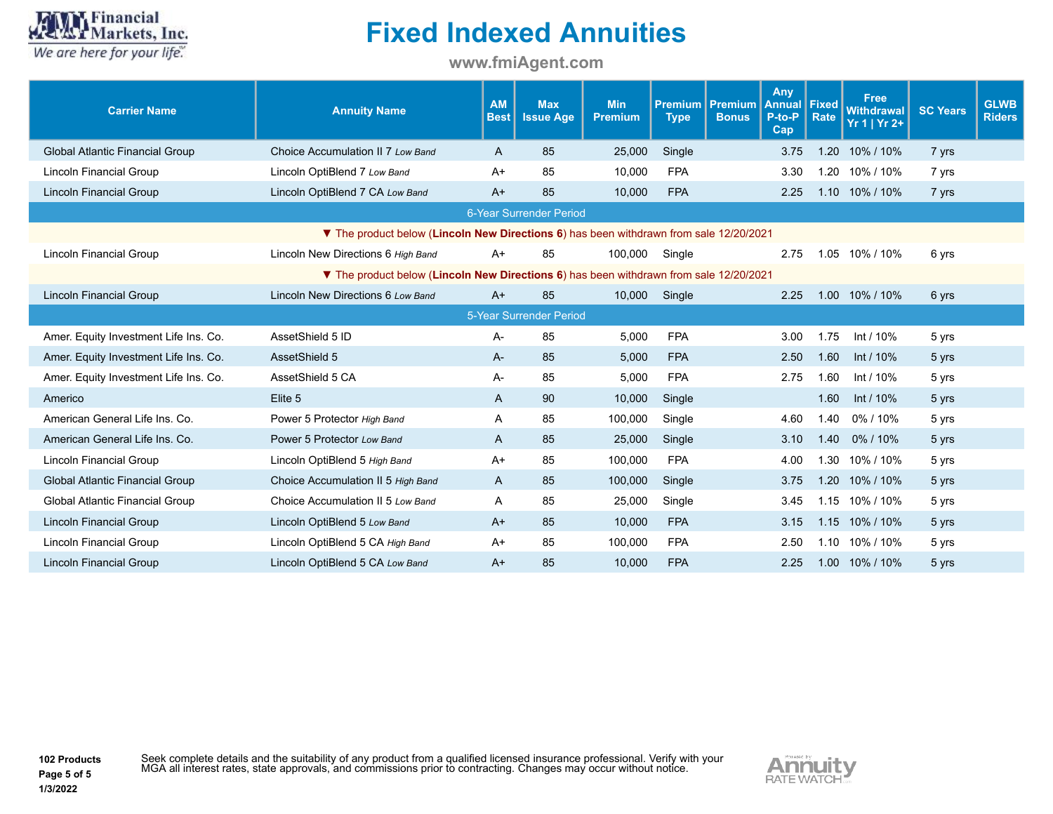# Fixed Indexed Annuities

www.fmiAgent.com

| Carrier Name | Annuity Name | AM Best | Max Issue Age | Min Premium | Premium Type | Premium Bonus | Any Annual P-to-P Cap | Fixed Rate | Free Withdrawal Yr 1 \| Yr 2+ | SC Years | GLWB Riders |
|---|---|---|---|---|---|---|---|---|---|---|---|
| Global Atlantic Financial Group | Choice Accumulation II 7 *Low Band* | A | 85 | 25,000 | Single | | 3.75 | 1.20 | 10% / 10% | 7 yrs | |
| Lincoln Financial Group | Lincoln OptiBlend 7 *Low Band* | A+ | 85 | 10,000 | FPA | | 3.30 | 1.20 | 10% / 10% | 7 yrs | |
| Lincoln Financial Group | Lincoln OptiBlend 7 CA *Low Band* | A+ | 85 | 10,000 | FPA | | 2.25 | 1.10 | 10% / 10% | 7 yrs | |
| 6-Year Surrender Period | | | | | | | | | | | |
| ▼ The product below (**Lincoln New Directions 6**) has been withdrawn from sale 12/20/2021 | | | | | | | | | | | |
| Lincoln Financial Group | Lincoln New Directions 6 *High Band* | A+ | 85 | 100,000 | Single | | 2.75 | 1.05 | 10% / 10% | 6 yrs | |
| ▼ The product below (**Lincoln New Directions 6**) has been withdrawn from sale 12/20/2021 | | | | | | | | | | | |
| Lincoln Financial Group | Lincoln New Directions 6 *Low Band* | A+ | 85 | 10,000 | Single | | 2.25 | 1.00 | 10% / 10% | 6 yrs | |
| 5-Year Surrender Period | | | | | | | | | | | |
| Amer. Equity Investment Life Ins. Co. | AssetShield 5 ID | A- | 85 | 5,000 | FPA | | 3.00 | 1.75 | Int / 10% | 5 yrs | |
| Amer. Equity Investment Life Ins. Co. | AssetShield 5 | A- | 85 | 5,000 | FPA | | 2.50 | 1.60 | Int / 10% | 5 yrs | |
| Amer. Equity Investment Life Ins. Co. | AssetShield 5 CA | A- | 85 | 5,000 | FPA | | 2.75 | 1.60 | Int / 10% | 5 yrs | |
| Americo | Elite 5 | A | 90 | 10,000 | Single | | | 1.60 | Int / 10% | 5 yrs | |
| American General Life Ins. Co. | Power 5 Protector *High Band* | A | 85 | 100,000 | Single | | 4.60 | 1.40 | 0% / 10% | 5 yrs | |
| American General Life Ins. Co. | Power 5 Protector *Low Band* | A | 85 | 25,000 | Single | | 3.10 | 1.40 | 0% / 10% | 5 yrs | |
| Lincoln Financial Group | Lincoln OptiBlend 5 *High Band* | A+ | 85 | 100,000 | FPA | | 4.00 | 1.30 | 10% / 10% | 5 yrs | |
| Global Atlantic Financial Group | Choice Accumulation II 5 *High Band* | A | 85 | 100,000 | Single | | 3.75 | 1.20 | 10% / 10% | 5 yrs | |
| Global Atlantic Financial Group | Choice Accumulation II 5 *Low Band* | A | 85 | 25,000 | Single | | 3.45 | 1.15 | 10% / 10% | 5 yrs | |
| Lincoln Financial Group | Lincoln OptiBlend 5 *Low Band* | A+ | 85 | 10,000 | FPA | | 3.15 | 1.15 | 10% / 10% | 5 yrs | |
| Lincoln Financial Group | Lincoln OptiBlend 5 CA *High Band* | A+ | 85 | 100,000 | FPA | | 2.50 | 1.10 | 10% / 10% | 5 yrs | |
| Lincoln Financial Group | Lincoln OptiBlend 5 CA *Low Band* | A+ | 85 | 10,000 | FPA | | 2.25 | 1.00 | 10% / 10% | 5 yrs | |

**102 Products**

**1/3/2022**

Seek complete details and the suitability of any product from a qualified licensed insurance professional. Verify with your MGA all interest rates, state approvals, and commissions prior to contracting. Changes may occur without notice.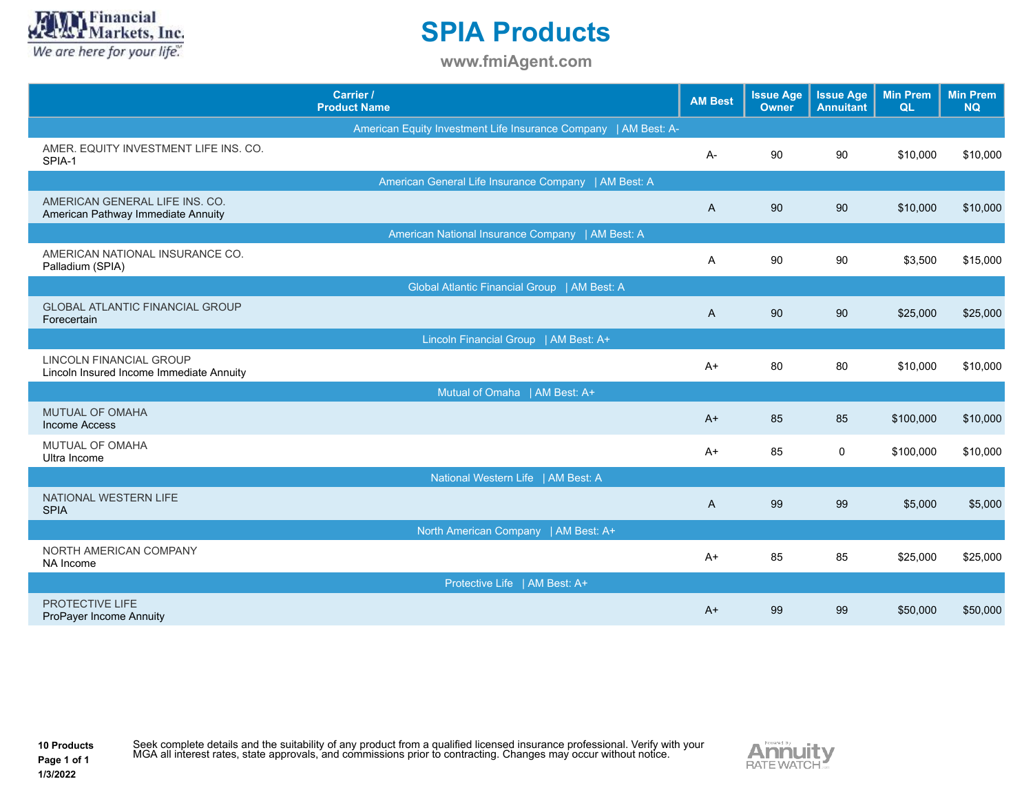Financial Markets, Inc.
*We are here for your life.*

# SPIA Products

**www.fmiAgent.com**

| Carrier / Product Name | AM Best | Issue Age Owner | Issue Age Annuitant | Min Prem QL | Min Prem NQ |
|---|---|---|---|---|---|
| **American Equity Investment Life Insurance Company \| AM Best: A-** | | | | | |
| AMER. EQUITY INVESTMENT LIFE INS. CO.<br>SPIA-1 | A- | 90 | 90 | $10,000 | $10,000 |
| **American General Life Insurance Company \| AM Best: A** | | | | | |
| AMERICAN GENERAL LIFE INS. CO.<br>American Pathway Immediate Annuity | A | 90 | 90 | $10,000 | $10,000 |
| **American National Insurance Company \| AM Best: A** | | | | | |
| AMERICAN NATIONAL INSURANCE CO.<br>Palladium (SPIA) | A | 90 | 90 | $3,500 | $15,000 |
| **Global Atlantic Financial Group \| AM Best: A** | | | | | |
| GLOBAL ATLANTIC FINANCIAL GROUP<br>Forecertain | A | 90 | 90 | $25,000 | $25,000 |
| **Lincoln Financial Group \| AM Best: A+** | | | | | |
| LINCOLN FINANCIAL GROUP<br>Lincoln Insured Income Immediate Annuity | A+ | 80 | 80 | $10,000 | $10,000 |
| **Mutual of Omaha \| AM Best: A+** | | | | | |
| MUTUAL OF OMAHA<br>Income Access | A+ | 85 | 85 | $100,000 | $10,000 |
| MUTUAL OF OMAHA<br>Ultra Income | A+ | 85 | 0 | $100,000 | $10,000 |
| **National Western Life \| AM Best: A** | | | | | |
| NATIONAL WESTERN LIFE<br>SPIA | A | 99 | 99 | $5,000 | $5,000 |
| **North American Company \| AM Best: A+** | | | | | |
| NORTH AMERICAN COMPANY<br>NA Income | A+ | 85 | 85 | $25,000 | $25,000 |
| **Protective Life \| AM Best: A+** | | | | | |
| PROTECTIVE LIFE<br>ProPayer Income Annuity | A+ | 99 | 99 | $50,000 | $50,000 |

**10 Products**
**1/3/2022**

Seek complete details and the suitability of any product from a qualified licensed insurance professional. Verify with your MGA all interest rates, state approvals, and commissions prior to contracting. Changes may occur without notice.

Powered by Annuity RATE WATCH